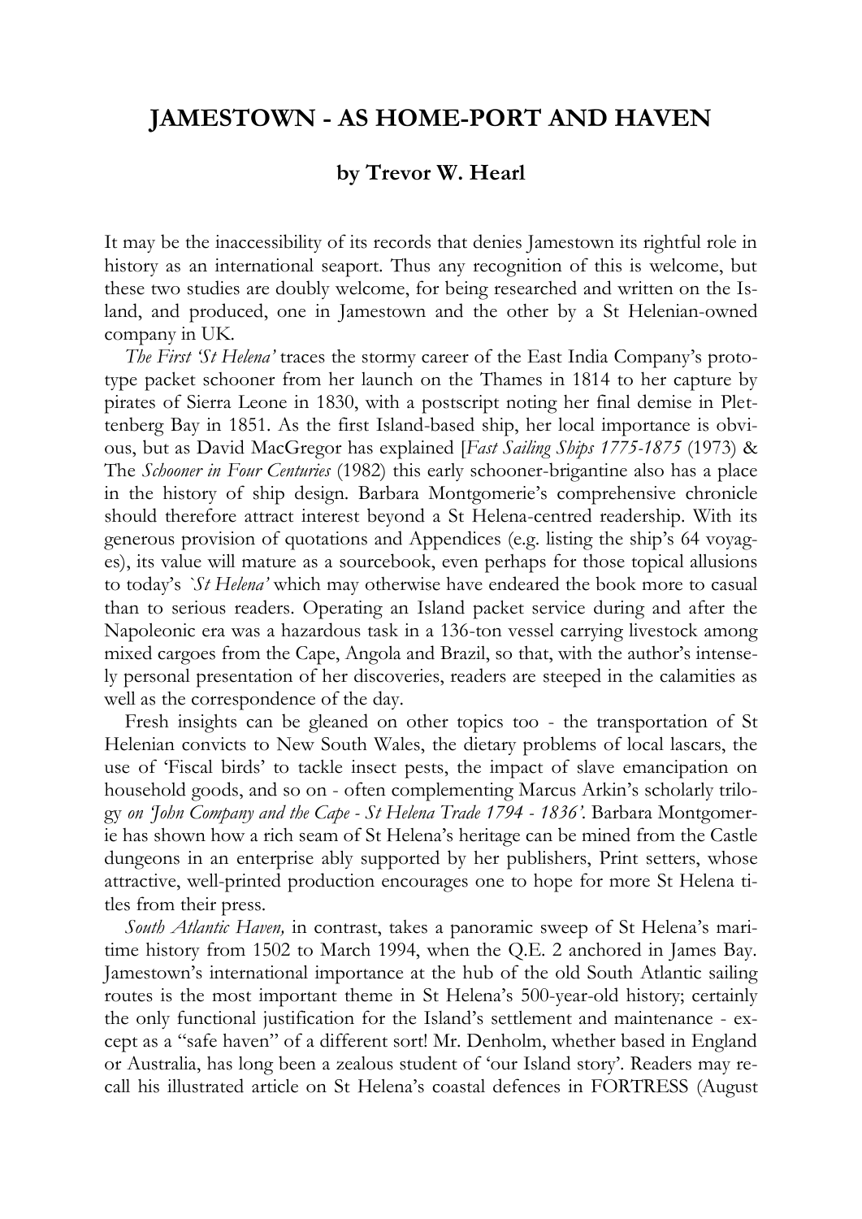# JAMESTOWN - AS HOME-PORT AND HAVEN

**by Trevor W. Hearl**

It may be the inaccessibility of its records that denies Jamestown its rightful role in history as an international seaport. Thus any recognition of this is welcome, but these two studies are doubly welcome, for being researched and written on the Island, and produced, one in Jamestown and the other by a St Helenian-owned company in UK.

*The First 'St Helena'* traces the stormy career of the East India Company's prototype packet schooner from her launch on the Thames in 1814 to her capture by pirates of Sierra Leone in 1830, with a postscript noting her final demise in Plettenberg Bay in 1851. As the first Island-based ship, her local importance is obvious, but as David MacGregor has explained [*Fast Sailing Ships 1775-1875* (1973) & The *Schooner in Four Centuries* (1982) this early schooner-brigantine also has a place in the history of ship design. Barbara Montgomerie's comprehensive chronicle should therefore attract interest beyond a St Helena-centred readership. With its generous provision of quotations and Appendices (e.g. listing the ship's 64 voyages), its value will mature as a sourcebook, even perhaps for those topical allusions to today's *`St Helena'* which may otherwise have endeared the book more to casual than to serious readers. Operating an Island packet service during and after the Napoleonic era was a hazardous task in a 136-ton vessel carrying livestock among mixed cargoes from the Cape, Angola and Brazil, so that, with the author's intensely personal presentation of her discoveries, readers are steeped in the calamities as well as the correspondence of the day.

Fresh insights can be gleaned on other topics too - the transportation of St Helenian convicts to New South Wales, the dietary problems of local lascars, the use of 'Fiscal birds' to tackle insect pests, the impact of slave emancipation on household goods, and so on - often complementing Marcus Arkin's scholarly trilogy *on 'John Company and the Cape - St Helena Trade 1794 - 1836'.* Barbara Montgomerie has shown how a rich seam of St Helena's heritage can be mined from the Castle dungeons in an enterprise ably supported by her publishers, Print setters, whose attractive, well-printed production encourages one to hope for more St Helena titles from their press.

*South Atlantic Haven,* in contrast, takes a panoramic sweep of St Helena's maritime history from 1502 to March 1994, when the Q.E. 2 anchored in James Bay. Jamestown's international importance at the hub of the old South Atlantic sailing routes is the most important theme in St Helena's 500-year-old history; certainly the only functional justification for the Island's settlement and maintenance - except as a "safe haven" of a different sort! Mr. Denholm, whether based in England or Australia, has long been a zealous student of 'our Island story'. Readers may recall his illustrated article on St Helena's coastal defences in FORTRESS (August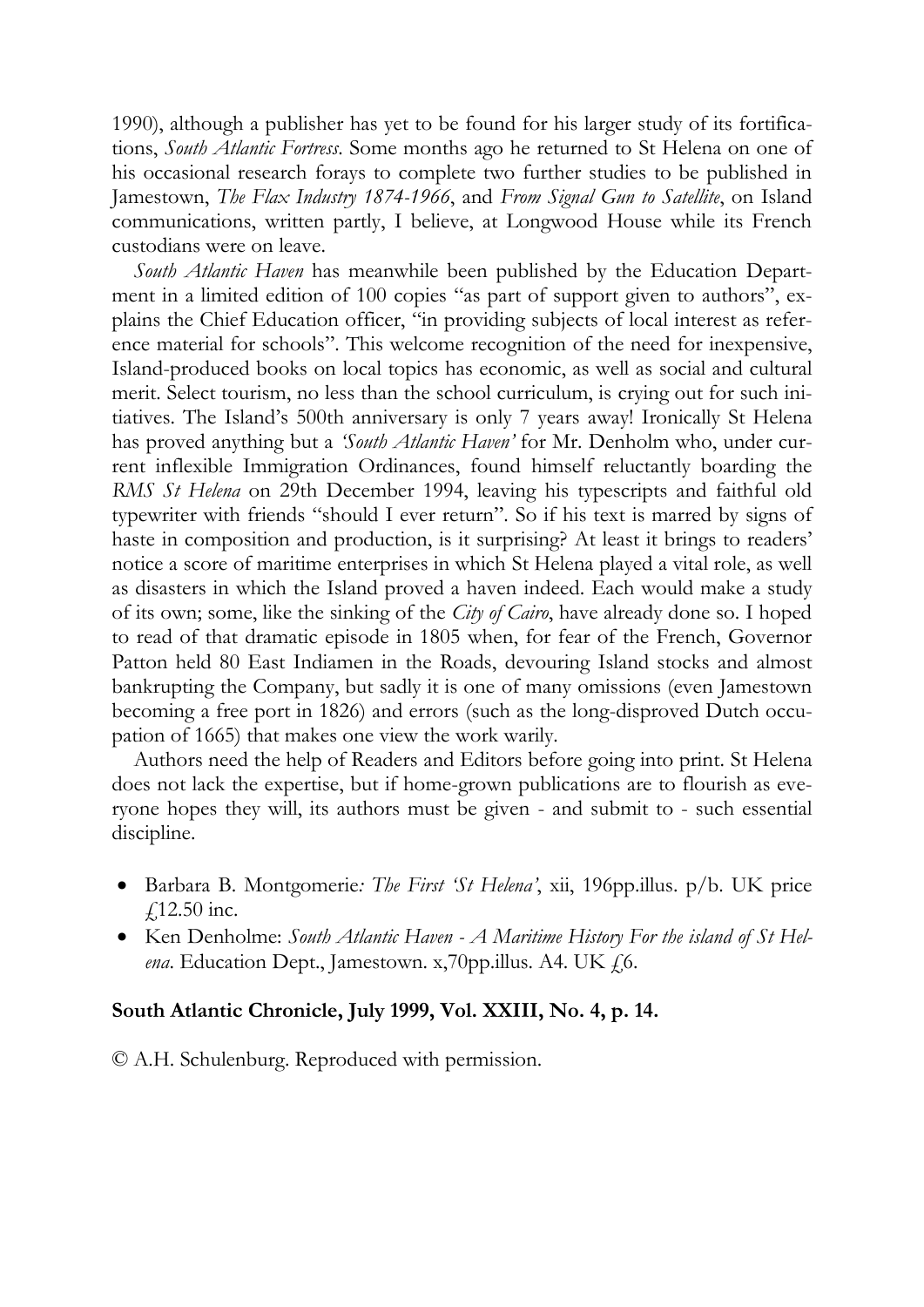1990), although a publisher has yet to be found for his larger study of its fortifications, *South Atlantic Fortress*. Some months ago he returned to St Helena on one of his occasional research forays to complete two further studies to be published in Jamestown, *The Flax Industry 1874-1966*, and *From Signal Gun to Satellite*, on Island communications, written partly, I believe, at Longwood House while its French custodians were on leave.

*South Atlantic Haven* has meanwhile been published by the Education Department in a limited edition of 100 copies "as part of support given to authors", explains the Chief Education officer, "in providing subjects of local interest as reference material for schools". This welcome recognition of the need for inexpensive, Island-produced books on local topics has economic, as well as social and cultural merit. Select tourism, no less than the school curriculum, is crying out for such initiatives. The Island's 500th anniversary is only 7 years away! Ironically St Helena has proved anything but a *'South Atlantic Haven'* for Mr. Denholm who, under current inflexible Immigration Ordinances, found himself reluctantly boarding the *RMS St Helena* on 29th December 1994, leaving his typescripts and faithful old typewriter with friends "should I ever return". So if his text is marred by signs of haste in composition and production, is it surprising? At least it brings to readers' notice a score of maritime enterprises in which St Helena played a vital role, as well as disasters in which the Island proved a haven indeed. Each would make a study of its own; some, like the sinking of the *City of Cairo*, have already done so. I hoped to read of that dramatic episode in 1805 when, for fear of the French, Governor Patton held 80 East Indiamen in the Roads, devouring Island stocks and almost bankrupting the Company, but sadly it is one of many omissions (even Jamestown becoming a free port in 1826) and errors (such as the long-disproved Dutch occupation of 1665) that makes one view the work warily.

Authors need the help of Readers and Editors before going into print. St Helena does not lack the expertise, but if home-grown publications are to flourish as everyone hopes they will, its authors must be given - and submit to - such essential discipline.

- Barbara B. Montgomerie*: The First 'St Helena'*, xii, 196pp.illus. p/b. UK price £12.50 inc.
- Ken Denholme: *South Atlantic Haven - A Maritime History For the island of St Helena*. Education Dept., Jamestown. x,70pp.illus. A4. UK £6.

**South Atlantic Chronicle, July 1999, Vol. XXIII, No. 4, p. 14.**

© A.H. Schulenburg. Reproduced with permission.